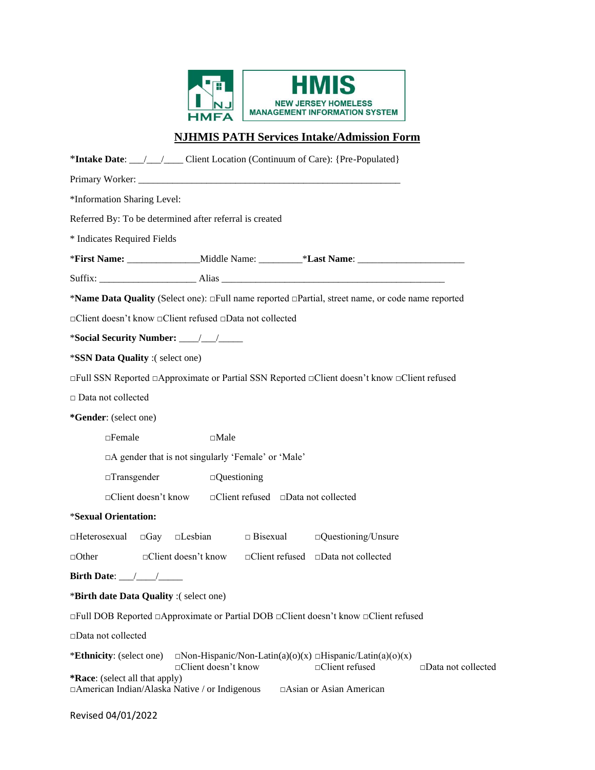HMIS
NEW JERSEY HOMELESS MANAGEMENT INFORMATION SYSTEM

NJ HMFA

# NJHMIS PATH Services Intake/Admission Form

***Intake Date**: ___/___/____ Client Location (Continuum of Care): {Pre-Populated}

Primary Worker: ________________________________________________________

*Information Sharing Level:

Referred By: To be determined after referral is created

\* Indicates Required Fields

***First Name:** _______________ Middle Name: _________ ***Last Name**: ______________________

Suffix: ____________________ Alias ________________________________________________

***Name Data Quality** (Select one): □Full name reported □Partial, street name, or code name reported

□Client doesn't know □Client refused □Data not collected

***Social Security Number:** ____/___/_____

***SSN Data Quality** :( select one)

□Full SSN Reported □Approximate or Partial SSN Reported □Client doesn't know □Client refused

□ Data not collected

***Gender**: (select one)

□Female □Male

□A gender that is not singularly 'Female' or 'Male'

□Transgender □Questioning

□Client doesn't know □Client refused □Data not collected

***Sexual Orientation:**

□Heterosexual □Gay □Lesbian □ Bisexual □Questioning/Unsure

□Other □Client doesn't know □Client refused □Data not collected

**Birth Date**: ___/____/_____

***Birth date Data Quality** :( select one)

□Full DOB Reported □Approximate or Partial DOB □Client doesn't know □Client refused

□Data not collected

***Ethnicity**: (select one) □Non-Hispanic/Non-Latin(a)(o)(x) □Hispanic/Latin(a)(o)(x) □Client doesn't know □Client refused □Data not collected

***Race**: (select all that apply)

□American Indian/Alaska Native / or Indigenous □Asian or Asian American

Revised 04/01/2022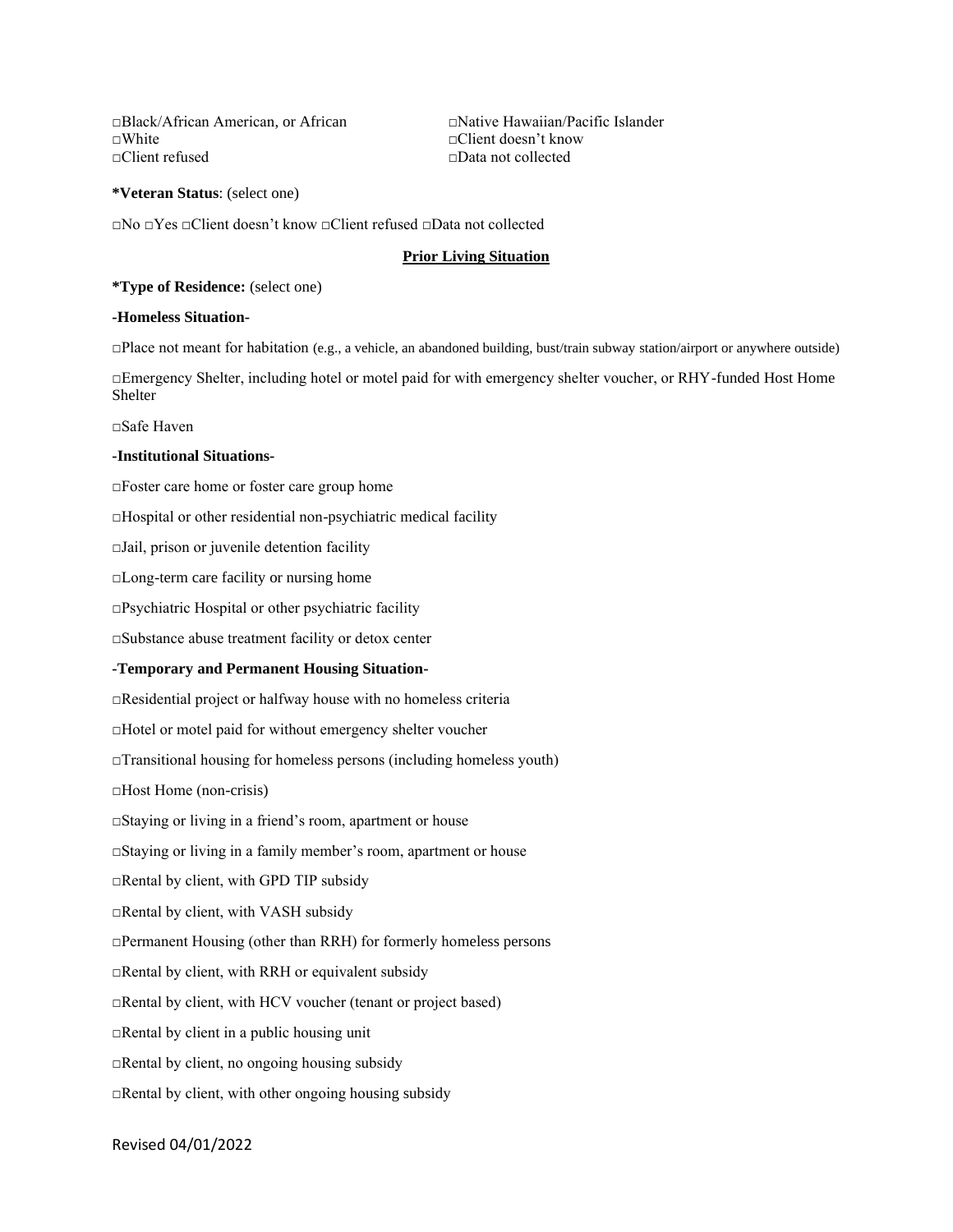□Black/African American, or African
□Native Hawaiian/Pacific Islander
□White
□Client doesn't know
□Client refused
□Data not collected

**\*Veteran Status**: (select one)

□No □Yes □Client doesn't know □Client refused □Data not collected

**Prior Living Situation**

**\*Type of Residence:** (select one)

**-Homeless Situation-**

□Place not meant for habitation (e.g., a vehicle, an abandoned building, bust/train subway station/airport or anywhere outside)

□Emergency Shelter, including hotel or motel paid for with emergency shelter voucher, or RHY-funded Host Home Shelter

□Safe Haven

**-Institutional Situations-**

□Foster care home or foster care group home

□Hospital or other residential non-psychiatric medical facility

□Jail, prison or juvenile detention facility

□Long-term care facility or nursing home

□Psychiatric Hospital or other psychiatric facility

□Substance abuse treatment facility or detox center

**-Temporary and Permanent Housing Situation-**

□Residential project or halfway house with no homeless criteria

□Hotel or motel paid for without emergency shelter voucher

□Transitional housing for homeless persons (including homeless youth)

□Host Home (non-crisis)

□Staying or living in a friend's room, apartment or house

□Staying or living in a family member's room, apartment or house

□Rental by client, with GPD TIP subsidy

□Rental by client, with VASH subsidy

□Permanent Housing (other than RRH) for formerly homeless persons

□Rental by client, with RRH or equivalent subsidy

□Rental by client, with HCV voucher (tenant or project based)

□Rental by client in a public housing unit

□Rental by client, no ongoing housing subsidy

□Rental by client, with other ongoing housing subsidy

Revised 04/01/2022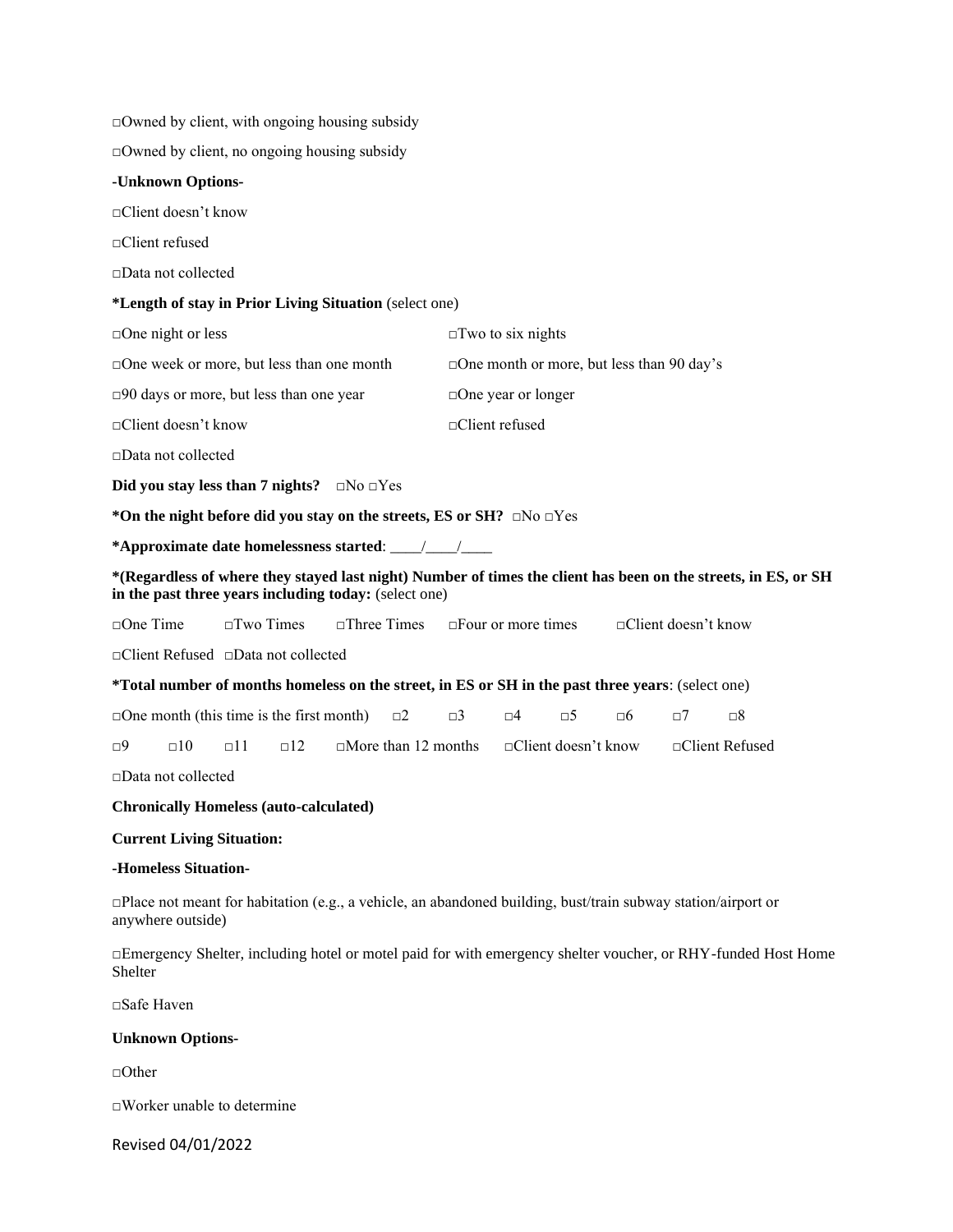□Owned by client, with ongoing housing subsidy

□Owned by client, no ongoing housing subsidy

**-Unknown Options-**

□Client doesn't know

□Client refused

□Data not collected

**\*Length of stay in Prior Living Situation** (select one)

□One night or less □Two to six nights

□One week or more, but less than one month □One month or more, but less than 90 day's

□90 days or more, but less than one year □One year or longer

□Client doesn't know □Client refused

□Data not collected

**Did you stay less than 7 nights?** □No □Yes

**\*On the night before did you stay on the streets, ES or SH?** □No □Yes

**\*Approximate date homelessness started**: ____/____/____

**\*(Regardless of where they stayed last night) Number of times the client has been on the streets, in ES, or SH in the past three years including today:** (select one)

□One Time □Two Times □Three Times □Four or more times □Client doesn't know

□Client Refused □Data not collected

**\*Total number of months homeless on the street, in ES or SH in the past three years**: (select one)

□One month (this time is the first month) □2 □3 □4 □5 □6 □7 □8

□9 □10 □11 □12 □More than 12 months □Client doesn't know □Client Refused

□Data not collected

**Chronically Homeless (auto-calculated)**

**Current Living Situation:**

**-Homeless Situation-**

□Place not meant for habitation (e.g., a vehicle, an abandoned building, bust/train subway station/airport or anywhere outside)

□Emergency Shelter, including hotel or motel paid for with emergency shelter voucher, or RHY-funded Host Home Shelter

□Safe Haven

**Unknown Options-**

□Other

□Worker unable to determine

Revised 04/01/2022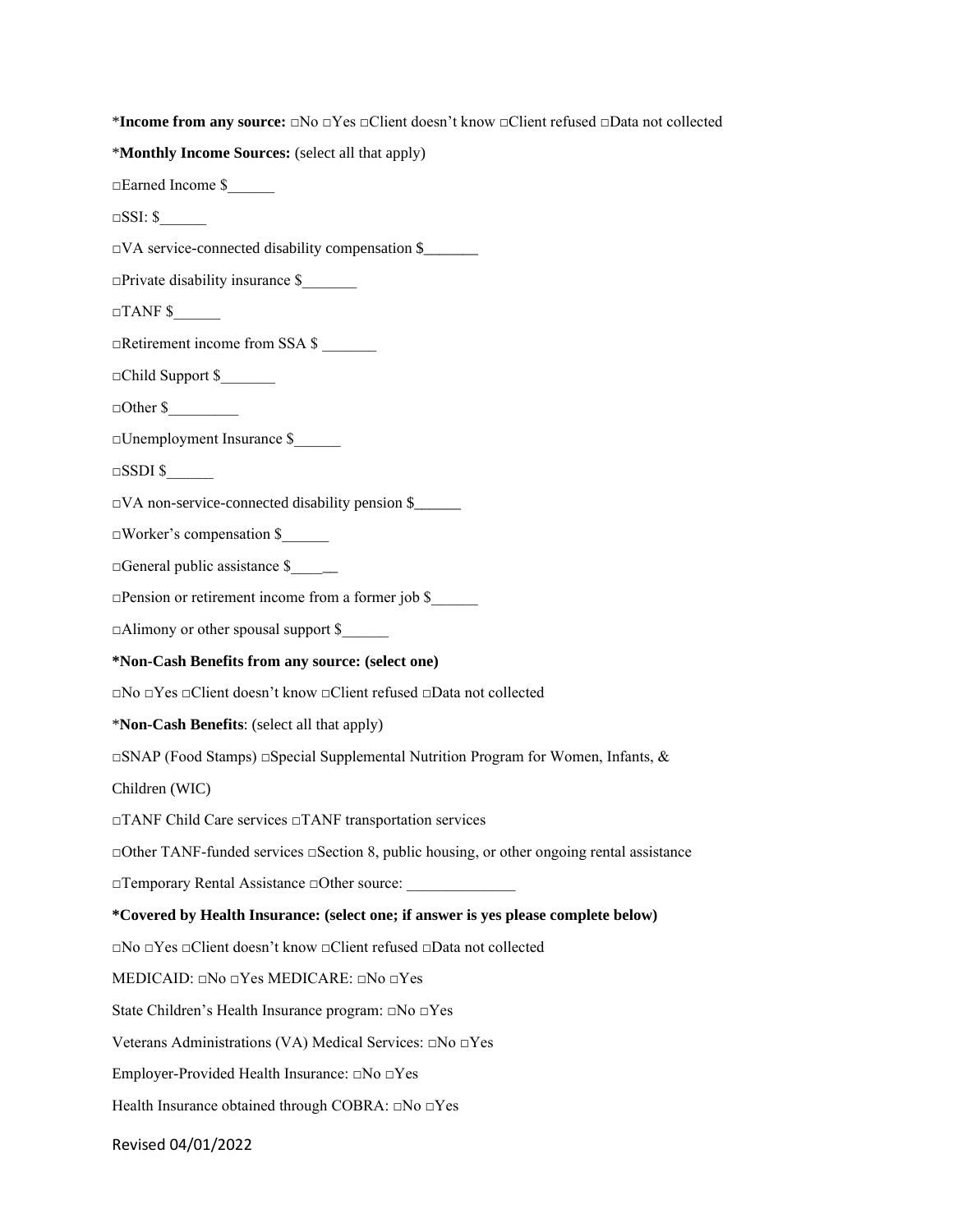*<b>Income from any source:</b> □No □Yes □Client doesn't know □Client refused □Data not collected

*<b>Monthly Income Sources:</b> (select all that apply)

□Earned Income $______

□SSI: $______

□VA service-connected disability compensation $_______

□Private disability insurance $_______

□TANF $______

□Retirement income from SSA $ _______

□Child Support $_______

□Other $_________

□Unemployment Insurance $______

□SSDI $______

□VA non-service-connected disability pension $______

□Worker's compensation $______

□General public assistance $______

□Pension or retirement income from a former job $______

□Alimony or other spousal support $______

**\*Non-Cash Benefits from any source: (select one)**

□No □Yes □Client doesn't know □Client refused □Data not collected

*<b>Non-Cash Benefits</b>: (select all that apply)

□SNAP (Food Stamps) □Special Supplemental Nutrition Program for Women, Infants, & Children (WIC)

□TANF Child Care services □TANF transportation services

□Other TANF-funded services □Section 8, public housing, or other ongoing rental assistance

□Temporary Rental Assistance □Other source: ______________

**\*Covered by Health Insurance: (select one; if answer is yes please complete below)**

□No □Yes □Client doesn't know □Client refused □Data not collected

MEDICAID: □No □Yes MEDICARE: □No □Yes

State Children's Health Insurance program: □No □Yes

Veterans Administrations (VA) Medical Services: □No □Yes

Employer-Provided Health Insurance: □No □Yes

Health Insurance obtained through COBRA: □No □Yes

Revised 04/01/2022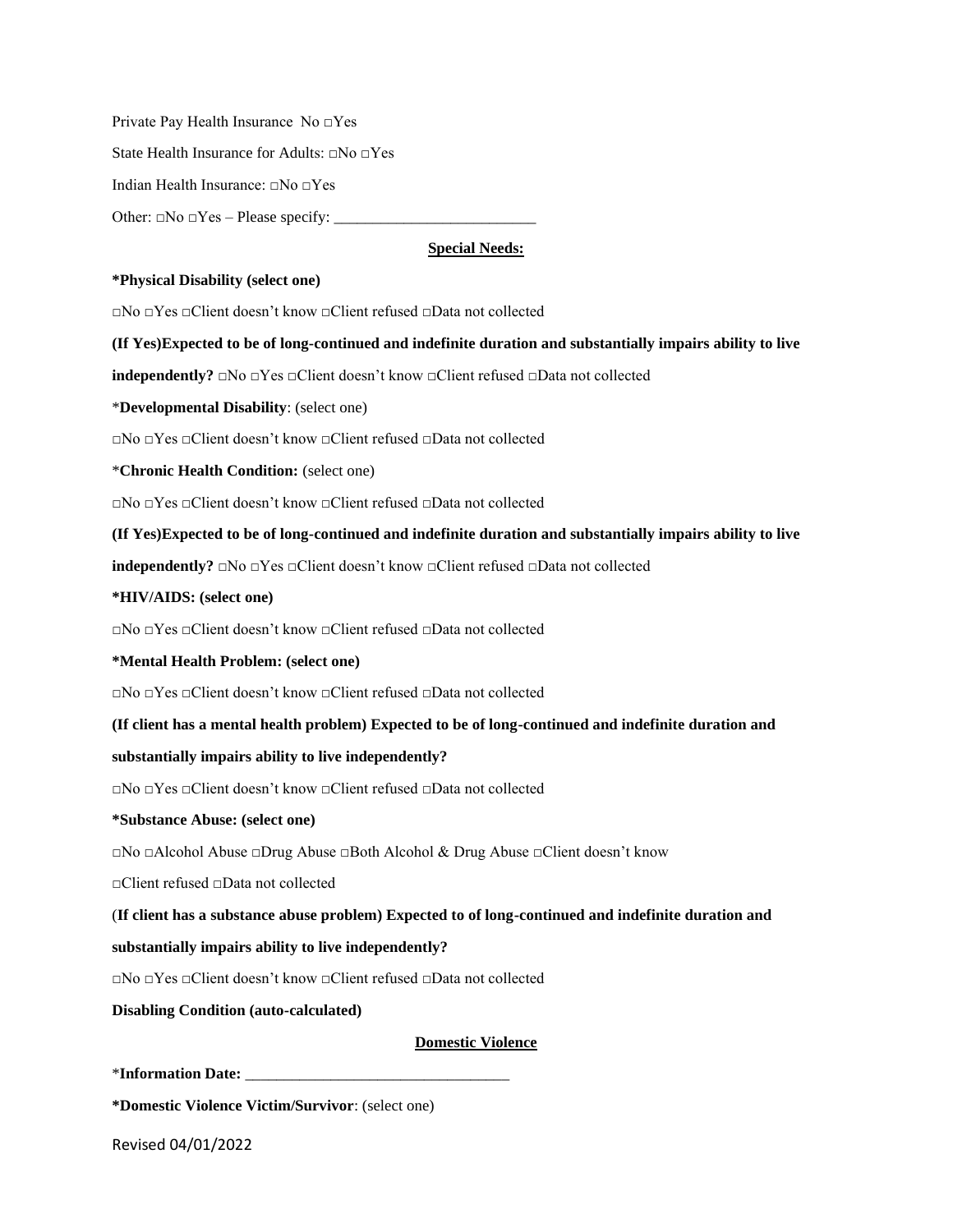Private Pay Health Insurance  No □Yes

State Health Insurance for Adults: □No □Yes

Indian Health Insurance: □No □Yes

Other: □No □Yes – Please specify: ___________________________

**Special Needs:**

**\*Physical Disability (select one)**

□No □Yes □Client doesn't know □Client refused □Data not collected

**(If Yes)Expected to be of long-continued and indefinite duration and substantially impairs ability to live independently?** □No □Yes □Client doesn't know □Client refused □Data not collected

\***Developmental Disability**: (select one)

□No □Yes □Client doesn't know □Client refused □Data not collected

\***Chronic Health Condition:** (select one)

□No □Yes □Client doesn't know □Client refused □Data not collected

**(If Yes)Expected to be of long-continued and indefinite duration and substantially impairs ability to live independently?** □No □Yes □Client doesn't know □Client refused □Data not collected

**\*HIV/AIDS: (select one)**

□No □Yes □Client doesn't know □Client refused □Data not collected

**\*Mental Health Problem: (select one)**

□No □Yes □Client doesn't know □Client refused □Data not collected

**(If client has a mental health problem) Expected to be of long-continued and indefinite duration and substantially impairs ability to live independently?**

□No □Yes □Client doesn't know □Client refused □Data not collected

**\*Substance Abuse: (select one)**

□No □Alcohol Abuse □Drug Abuse □Both Alcohol & Drug Abuse □Client doesn't know

□Client refused □Data not collected

(**If client has a substance abuse problem) Expected to of long-continued and indefinite duration and substantially impairs ability to live independently?**

□No □Yes □Client doesn't know □Client refused □Data not collected

**Disabling Condition (auto-calculated)**

**Domestic Violence**

\***Information Date:** ___________________________________

**\*Domestic Violence Victim/Survivor**: (select one)

Revised 04/01/2022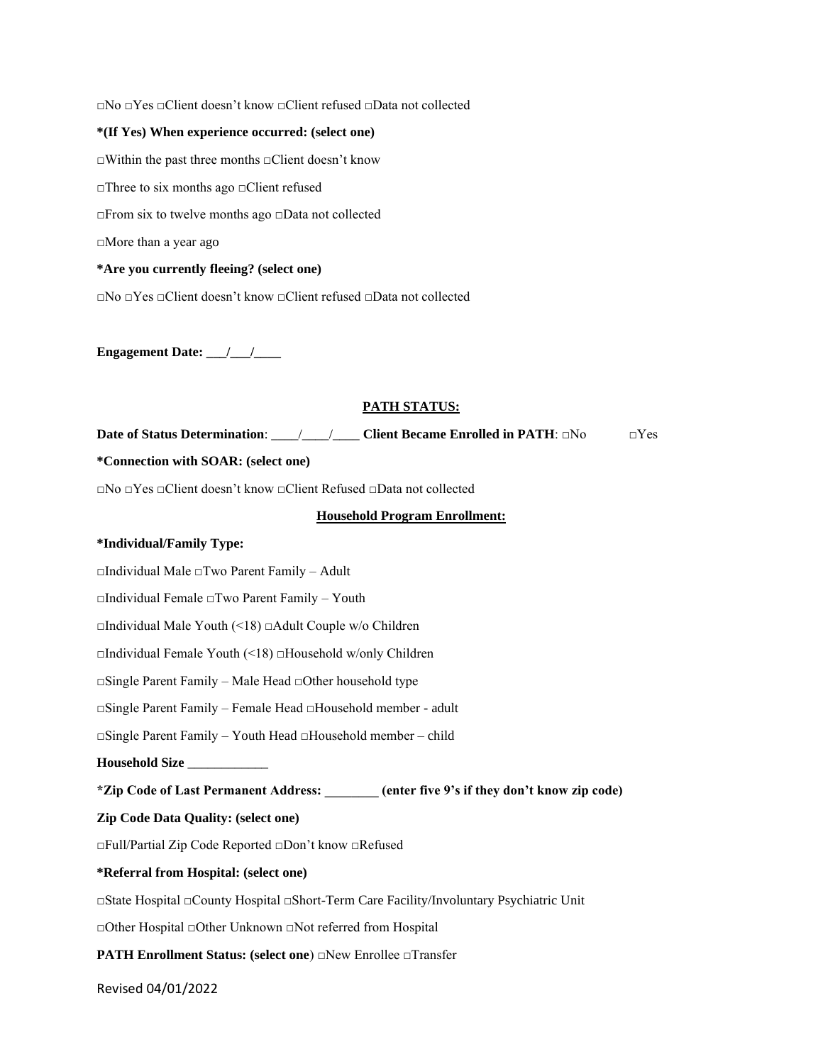□No □Yes □Client doesn't know □Client refused □Data not collected

**\*(If Yes) When experience occurred: (select one)**

□Within the past three months □Client doesn't know

□Three to six months ago □Client refused

□From six to twelve months ago □Data not collected

□More than a year ago

**\*Are you currently fleeing? (select one)**

□No □Yes □Client doesn't know □Client refused □Data not collected

**Engagement Date: \_\_\_/\_\_\_/\_\_\_\_**

## PATH STATUS:

**Date of Status Determination**: \_\_\_\_/\_\_\_\_/\_\_\_\_ **Client Became Enrolled in PATH**: □No □Yes

**\*Connection with SOAR: (select one)**

□No □Yes □Client doesn't know □Client Refused □Data not collected

## Household Program Enrollment:

**\*Individual/Family Type:**

□Individual Male □Two Parent Family – Adult

□Individual Female □Two Parent Family – Youth

□Individual Male Youth (<18) □Adult Couple w/o Children

□Individual Female Youth (<18) □Household w/only Children

□Single Parent Family – Male Head □Other household type

□Single Parent Family – Female Head □Household member - adult

□Single Parent Family – Youth Head □Household member – child

**Household Size** \_\_\_\_\_\_\_\_\_\_\_\_

**\*Zip Code of Last Permanent Address: \_\_\_\_\_\_\_\_ (enter five 9's if they don't know zip code)**

**Zip Code Data Quality: (select one)**

□Full/Partial Zip Code Reported □Don't know □Refused

**\*Referral from Hospital: (select one)**

□State Hospital □County Hospital □Short-Term Care Facility/Involuntary Psychiatric Unit

□Other Hospital □Other Unknown □Not referred from Hospital

**PATH Enrollment Status: (select one**) □New Enrollee □Transfer

Revised 04/01/2022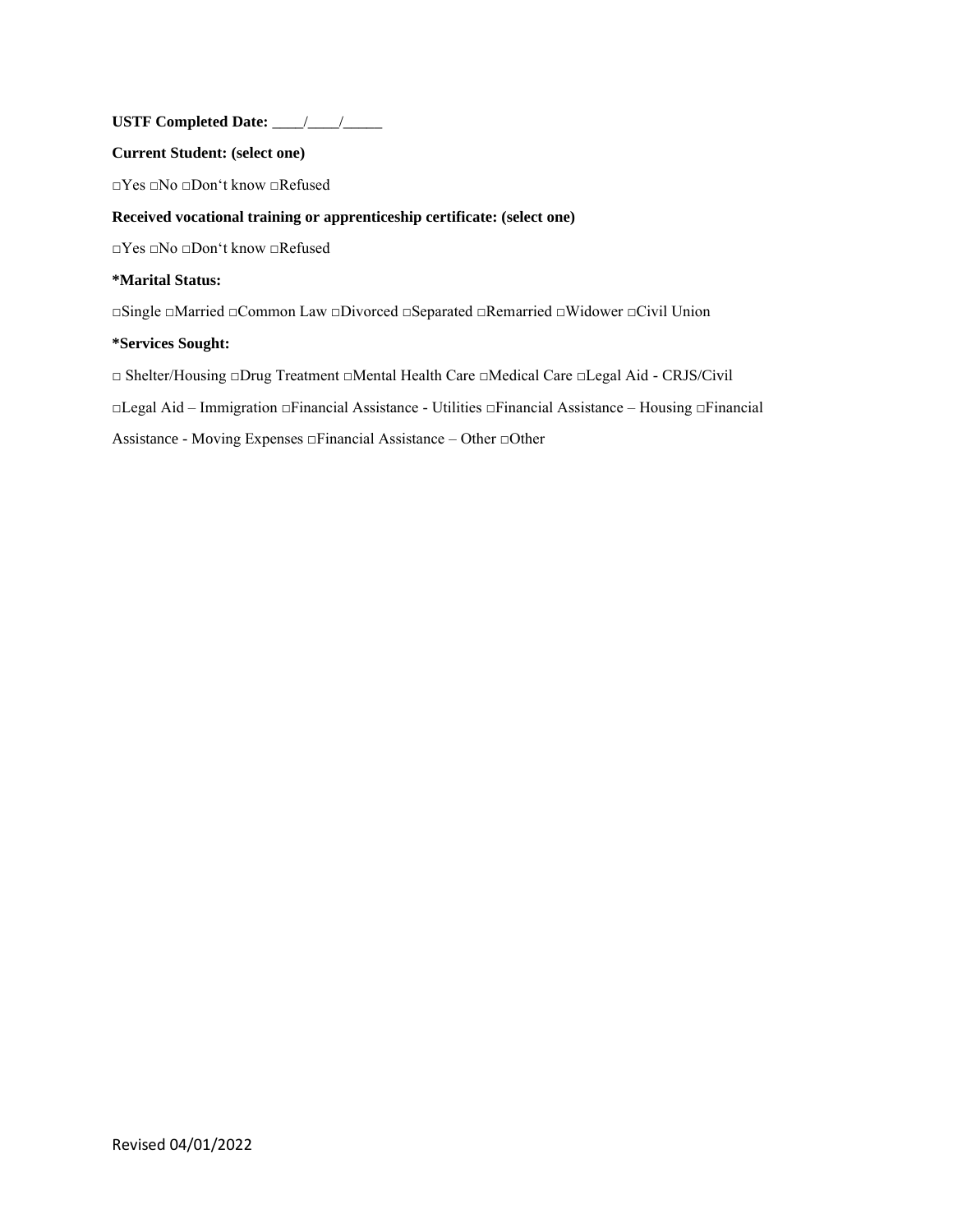**USTF Completed Date:** ____/____/_____

**Current Student: (select one)**

□Yes □No □Don't know □Refused

**Received vocational training or apprenticeship certificate: (select one)**

□Yes □No □Don't know □Refused

***Marital Status:**

□Single □Married □Common Law □Divorced □Separated □Remarried □Widower □Civil Union

***Services Sought:**

□ Shelter/Housing □Drug Treatment □Mental Health Care □Medical Care □Legal Aid - CRJS/Civil □Legal Aid – Immigration □Financial Assistance - Utilities □Financial Assistance – Housing □Financial Assistance - Moving Expenses □Financial Assistance – Other □Other

Revised 04/01/2022